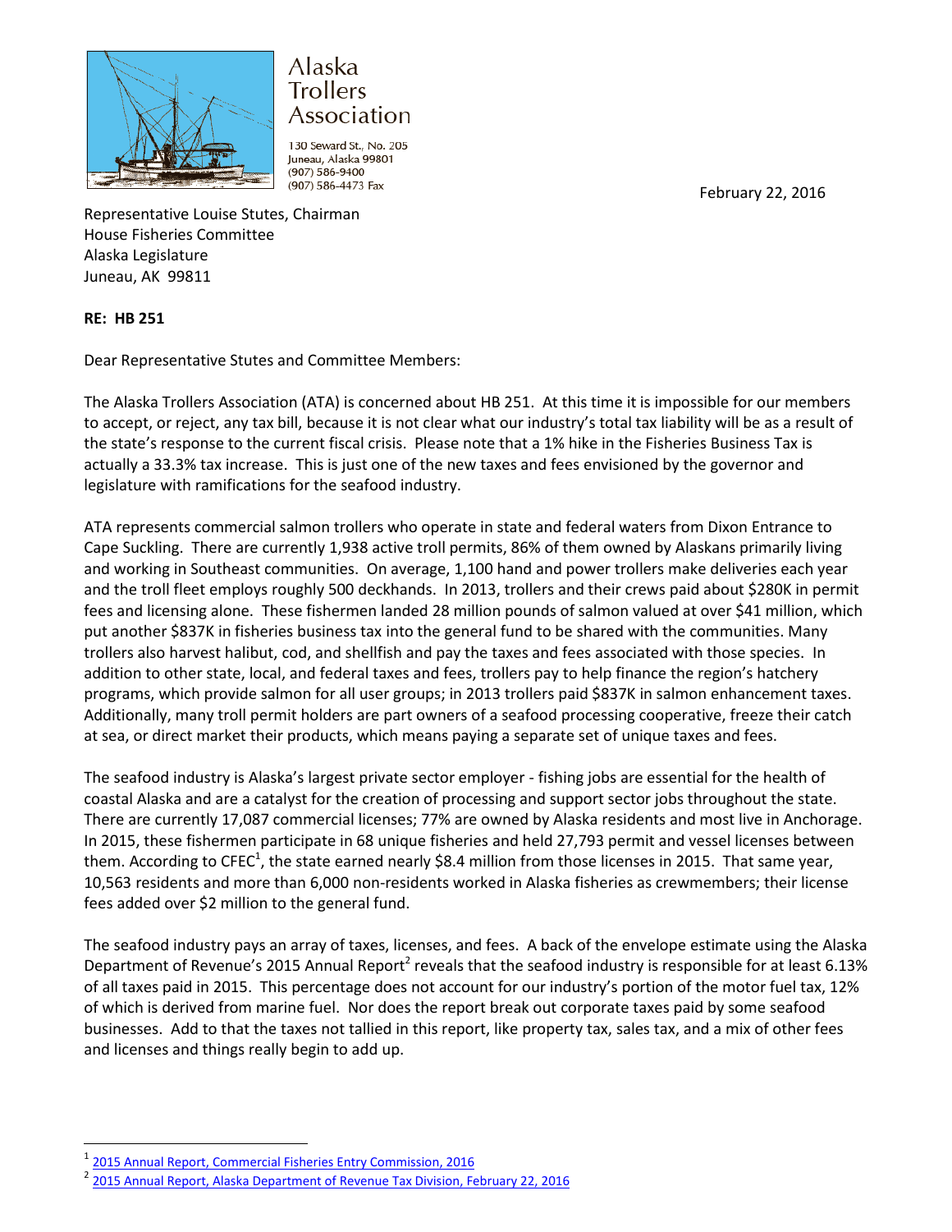Alaska Trollers Association

130 Seward St., No. 205
Juneau, Alaska 99801
(907) 586-9400
(907) 586-4473 Fax

February 22, 2016

Representative Louise Stutes, Chairman
House Fisheries Committee
Alaska Legislature
Juneau, AK 99811

**RE: HB 251**

Dear Representative Stutes and Committee Members:

The Alaska Trollers Association (ATA) is concerned about HB 251. At this time it is impossible for our members to accept, or reject, any tax bill, because it is not clear what our industry's total tax liability will be as a result of the state's response to the current fiscal crisis. Please note that a 1% hike in the Fisheries Business Tax is actually a 33.3% tax increase. This is just one of the new taxes and fees envisioned by the governor and legislature with ramifications for the seafood industry.

ATA represents commercial salmon trollers who operate in state and federal waters from Dixon Entrance to Cape Suckling. There are currently 1,938 active troll permits, 86% of them owned by Alaskans primarily living and working in Southeast communities. On average, 1,100 hand and power trollers make deliveries each year and the troll fleet employs roughly 500 deckhands. In 2013, trollers and their crews paid about $280K in permit fees and licensing alone. These fishermen landed 28 million pounds of salmon valued at over $41 million, which put another $837K in fisheries business tax into the general fund to be shared with the communities. Many trollers also harvest halibut, cod, and shellfish and pay the taxes and fees associated with those species. In addition to other state, local, and federal taxes and fees, trollers pay to help finance the region's hatchery programs, which provide salmon for all user groups; in 2013 trollers paid $837K in salmon enhancement taxes. Additionally, many troll permit holders are part owners of a seafood processing cooperative, freeze their catch at sea, or direct market their products, which means paying a separate set of unique taxes and fees.

The seafood industry is Alaska's largest private sector employer - fishing jobs are essential for the health of coastal Alaska and are a catalyst for the creation of processing and support sector jobs throughout the state. There are currently 17,087 commercial licenses; 77% are owned by Alaska residents and most live in Anchorage. In 2015, these fishermen participate in 68 unique fisheries and held 27,793 permit and vessel licenses between them. According to CFEC[1], the state earned nearly $8.4 million from those licenses in 2015. That same year, 10,563 residents and more than 6,000 non-residents worked in Alaska fisheries as crewmembers; their license fees added over $2 million to the general fund.

The seafood industry pays an array of taxes, licenses, and fees. A back of the envelope estimate using the Alaska Department of Revenue's 2015 Annual Report[2] reveals that the seafood industry is responsible for at least 6.13% of all taxes paid in 2015. This percentage does not account for our industry's portion of the motor fuel tax, 12% of which is derived from marine fuel. Nor does the report break out corporate taxes paid by some seafood businesses. Add to that the taxes not tallied in this report, like property tax, sales tax, and a mix of other fees and licenses and things really begin to add up.

---

[1] 2015 Annual Report, Commercial Fisheries Entry Commission, 2016

[2] 2015 Annual Report, Alaska Department of Revenue Tax Division, February 22, 2016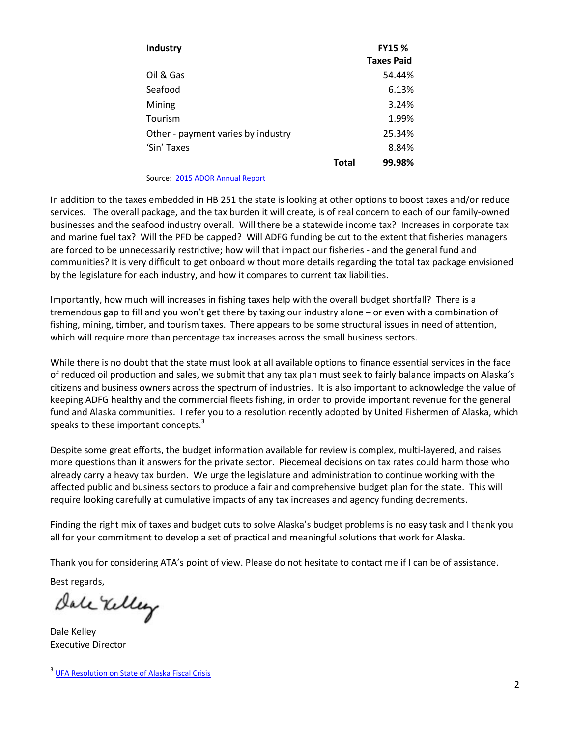| Industry | | FY15 % Taxes Paid |
|---|---|---|
| Oil & Gas | | 54.44% |
| Seafood | | 6.13% |
| Mining | | 3.24% |
| Tourism | | 1.99% |
| Other - payment varies by industry | | 25.34% |
| 'Sin' Taxes | | 8.84% |
| | **Total** | **99.98%** |

Source: 2015 ADOR Annual Report

In addition to the taxes embedded in HB 251 the state is looking at other options to boost taxes and/or reduce services. The overall package, and the tax burden it will create, is of real concern to each of our family-owned businesses and the seafood industry overall. Will there be a statewide income tax? Increases in corporate tax and marine fuel tax? Will the PFD be capped? Will ADFG funding be cut to the extent that fisheries managers are forced to be unnecessarily restrictive; how will that impact our fisheries - and the general fund and communities? It is very difficult to get onboard without more details regarding the total tax package envisioned by the legislature for each industry, and how it compares to current tax liabilities.

Importantly, how much will increases in fishing taxes help with the overall budget shortfall? There is a tremendous gap to fill and you won't get there by taxing our industry alone – or even with a combination of fishing, mining, timber, and tourism taxes. There appears to be some structural issues in need of attention, which will require more than percentage tax increases across the small business sectors.

While there is no doubt that the state must look at all available options to finance essential services in the face of reduced oil production and sales, we submit that any tax plan must seek to fairly balance impacts on Alaska's citizens and business owners across the spectrum of industries. It is also important to acknowledge the value of keeping ADFG healthy and the commercial fleets fishing, in order to provide important revenue for the general fund and Alaska communities. I refer you to a resolution recently adopted by United Fishermen of Alaska, which speaks to these important concepts.[3]

Despite some great efforts, the budget information available for review is complex, multi-layered, and raises more questions than it answers for the private sector. Piecemeal decisions on tax rates could harm those who already carry a heavy tax burden. We urge the legislature and administration to continue working with the affected public and business sectors to produce a fair and comprehensive budget plan for the state. This will require looking carefully at cumulative impacts of any tax increases and agency funding decrements.

Finding the right mix of taxes and budget cuts to solve Alaska's budget problems is no easy task and I thank you all for your commitment to develop a set of practical and meaningful solutions that work for Alaska.

Thank you for considering ATA's point of view. Please do not hesitate to contact me if I can be of assistance.

Best regards,

Dale Kelley

Dale Kelley
Executive Director

[3] UFA Resolution on State of Alaska Fiscal Crisis